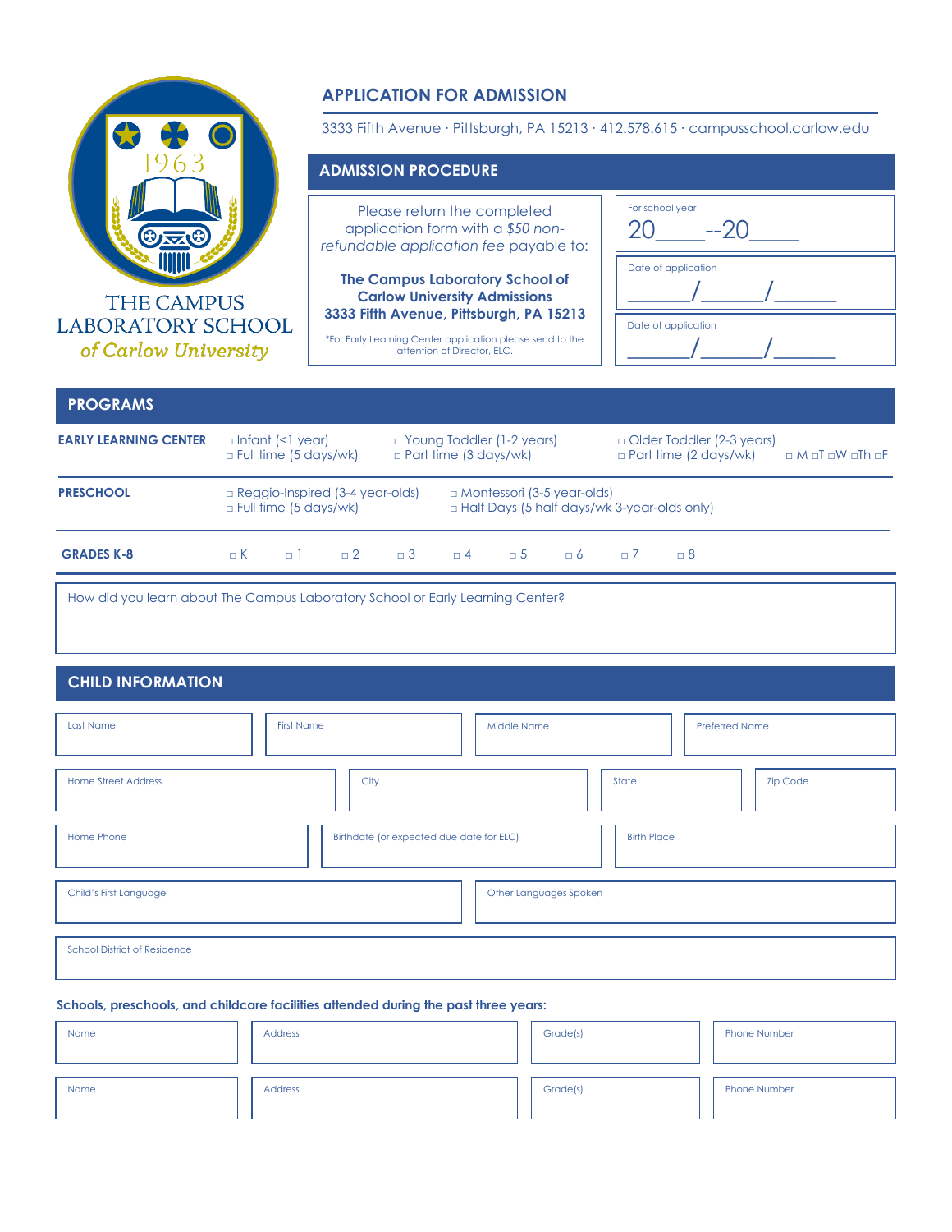THE CAMPUS LABORATORY SCHOOL *of Carlow University*

1963

# APPLICATION FOR ADMISSION

3333 Fifth Avenue · Pittsburgh, PA 15213 · 412.578.615 · campusschool.carlow.edu

## ADMISSION PROCEDURE

Please return the completed application form with a *$50 non-refundable application fee* payable to:

**The Campus Laboratory School of Carlow University Admissions 3333 Fifth Avenue, Pittsburgh, PA 15213**

*For Early Learning Center application please send to the attention of Director, ELC.

For school year 20____--20____

Date of application ______/______/______

Date of application ______/______/______

## PROGRAMS

| | | | | |
|---|---|---|---|---|
| **EARLY LEARNING CENTER** | □ Infant (<1 year) □ Full time (5 days/wk) | □ Young Toddler (1-2 years) □ Part time (3 days/wk) | □ Older Toddler (2-3 years) □ Part time (2 days/wk) | □ M □T □W □Th □F |
| **PRESCHOOL** | □ Reggio-Inspired (3-4 year-olds) □ Full time (5 days/wk) | □ Montessori (3-5 year-olds) □ Half Days (5 half days/wk 3-year-olds only) | | |
| **GRADES K-8** | □ K □ 1 □ 2 □ 3 □ 4 □ 5 □ 6 □ 7 □ 8 | | | |

How did you learn about The Campus Laboratory School or Early Learning Center?

## CHILD INFORMATION

| Last Name | First Name | Middle Name | Preferred Name |
|---|---|---|---|
| | | | |

| Home Street Address | City | State | Zip Code |
|---|---|---|---|
| | | | |

| Home Phone | Birthdate (or expected due date for ELC) | Birth Place |
|---|---|---|
| | | |

| Child's First Language | Other Languages Spoken |
|---|---|
| | |

School District of Residence

**Schools, preschools, and childcare facilities attended during the past three years:**

| Name | Address | Grade(s) | Phone Number |
|---|---|---|---|
| | | | |
| | | | |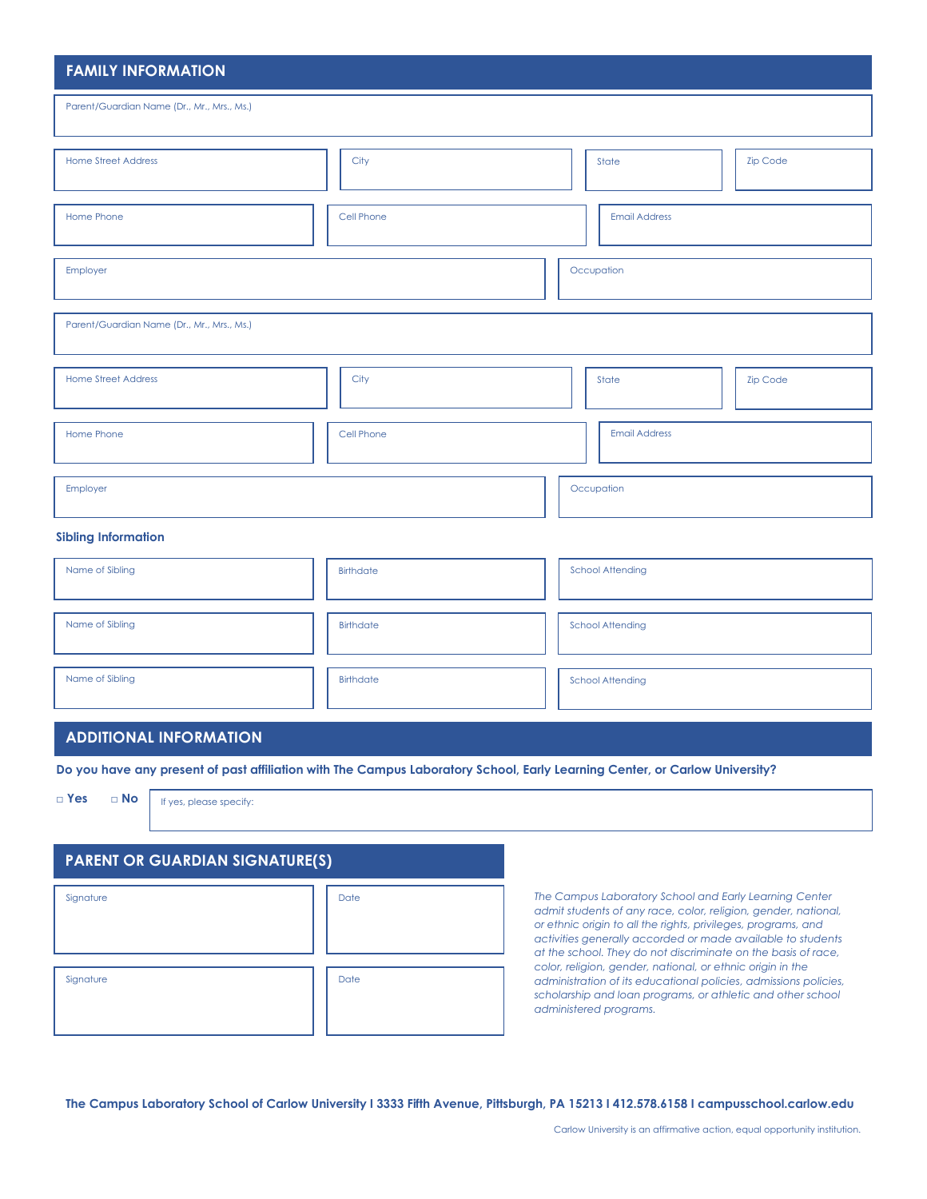## FAMILY INFORMATION

Parent/Guardian Name (Dr., Mr., Mrs., Ms.)

| Home Street Address | City | State | Zip Code |
|---|---|---|---|
| | | | |

| Home Phone | Cell Phone | Email Address |
|---|---|---|
| | | |

| Employer | Occupation |
|---|---|
| | |

Parent/Guardian Name (Dr., Mr., Mrs., Ms.)

| Home Street Address | City | State | Zip Code |
|---|---|---|---|
| | | | |

| Home Phone | Cell Phone | Email Address |
|---|---|---|
| | | |

| Employer | Occupation |
|---|---|
| | |

### Sibling Information

| Name of Sibling | Birthdate | School Attending |
|---|---|---|
| | | |
| | | |
| | | |

## ADDITIONAL INFORMATION

**Do you have any present of past affiliation with The Campus Laboratory School, Early Learning Center, or Carlow University?**

□ **Yes** □ **No** If yes, please specify:

## PARENT OR GUARDIAN SIGNATURE(S)

| Signature | Date |
|---|---|
| | |
| | |

*The Campus Laboratory School and Early Learning Center admit students of any race, color, religion, gender, national, or ethnic origin to all the rights, privileges, programs, and activities generally accorded or made available to students at the school. They do not discriminate on the basis of race, color, religion, gender, national, or ethnic origin in the administration of its educational policies, admissions policies, scholarship and loan programs, or athletic and other school administered programs.*

**The Campus Laboratory School of Carlow University I 3333 Fifth Avenue, Pittsburgh, PA 15213 I 412.578.6158 I campusschool.carlow.edu**

Carlow University is an affirmative action, equal opportunity institution.